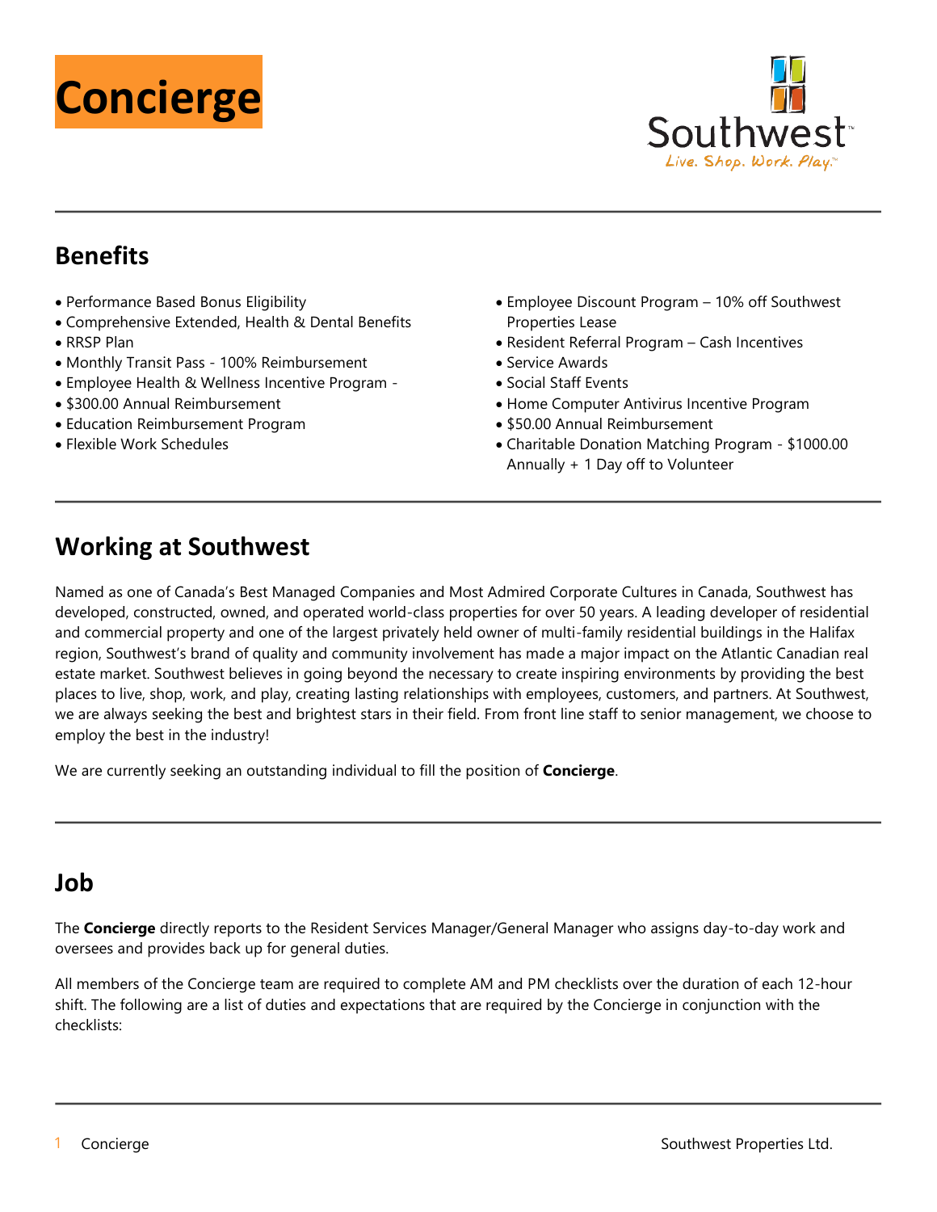# Concierge

Southwest
Live. Shop. Work. Play.™

## Benefits

- Performance Based Bonus Eligibility
- Comprehensive Extended, Health & Dental Benefits
- RRSP Plan
- Monthly Transit Pass - 100% Reimbursement
- Employee Health & Wellness Incentive Program -
- $300.00 Annual Reimbursement
- Education Reimbursement Program
- Flexible Work Schedules
- Employee Discount Program – 10% off Southwest Properties Lease
- Resident Referral Program – Cash Incentives
- Service Awards
- Social Staff Events
- Home Computer Antivirus Incentive Program
- $50.00 Annual Reimbursement
- Charitable Donation Matching Program - $1000.00 Annually + 1 Day off to Volunteer

## Working at Southwest

Named as one of Canada's Best Managed Companies and Most Admired Corporate Cultures in Canada, Southwest has developed, constructed, owned, and operated world-class properties for over 50 years. A leading developer of residential and commercial property and one of the largest privately held owner of multi-family residential buildings in the Halifax region, Southwest's brand of quality and community involvement has made a major impact on the Atlantic Canadian real estate market. Southwest believes in going beyond the necessary to create inspiring environments by providing the best places to live, shop, work, and play, creating lasting relationships with employees, customers, and partners. At Southwest, we are always seeking the best and brightest stars in their field. From front line staff to senior management, we choose to employ the best in the industry!

We are currently seeking an outstanding individual to fill the position of **Concierge**.

## Job

The **Concierge** directly reports to the Resident Services Manager/General Manager who assigns day-to-day work and oversees and provides back up for general duties.

All members of the Concierge team are required to complete AM and PM checklists over the duration of each 12-hour shift. The following are a list of duties and expectations that are required by the Concierge in conjunction with the checklists: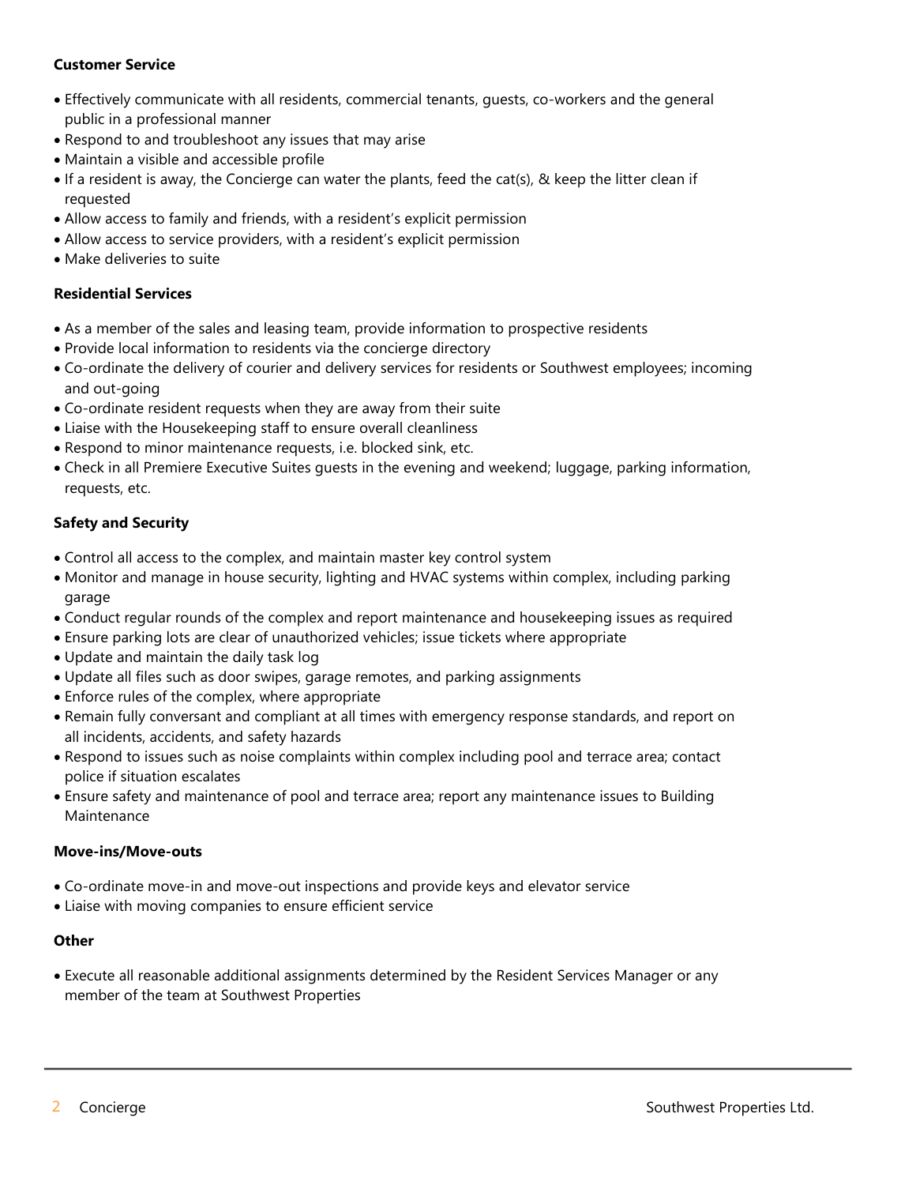**Customer Service**

- Effectively communicate with all residents, commercial tenants, guests, co-workers and the general public in a professional manner
- Respond to and troubleshoot any issues that may arise
- Maintain a visible and accessible profile
- If a resident is away, the Concierge can water the plants, feed the cat(s), & keep the litter clean if requested
- Allow access to family and friends, with a resident's explicit permission
- Allow access to service providers, with a resident's explicit permission
- Make deliveries to suite

**Residential Services**

- As a member of the sales and leasing team, provide information to prospective residents
- Provide local information to residents via the concierge directory
- Co-ordinate the delivery of courier and delivery services for residents or Southwest employees; incoming and out-going
- Co-ordinate resident requests when they are away from their suite
- Liaise with the Housekeeping staff to ensure overall cleanliness
- Respond to minor maintenance requests, i.e. blocked sink, etc.
- Check in all Premiere Executive Suites guests in the evening and weekend; luggage, parking information, requests, etc.

**Safety and Security**

- Control all access to the complex, and maintain master key control system
- Monitor and manage in house security, lighting and HVAC systems within complex, including parking garage
- Conduct regular rounds of the complex and report maintenance and housekeeping issues as required
- Ensure parking lots are clear of unauthorized vehicles; issue tickets where appropriate
- Update and maintain the daily task log
- Update all files such as door swipes, garage remotes, and parking assignments
- Enforce rules of the complex, where appropriate
- Remain fully conversant and compliant at all times with emergency response standards, and report on all incidents, accidents, and safety hazards
- Respond to issues such as noise complaints within complex including pool and terrace area; contact police if situation escalates
- Ensure safety and maintenance of pool and terrace area; report any maintenance issues to Building Maintenance

**Move-ins/Move-outs**

- Co-ordinate move-in and move-out inspections and provide keys and elevator service
- Liaise with moving companies to ensure efficient service

**Other**

- Execute all reasonable additional assignments determined by the Resident Services Manager or any member of the team at Southwest Properties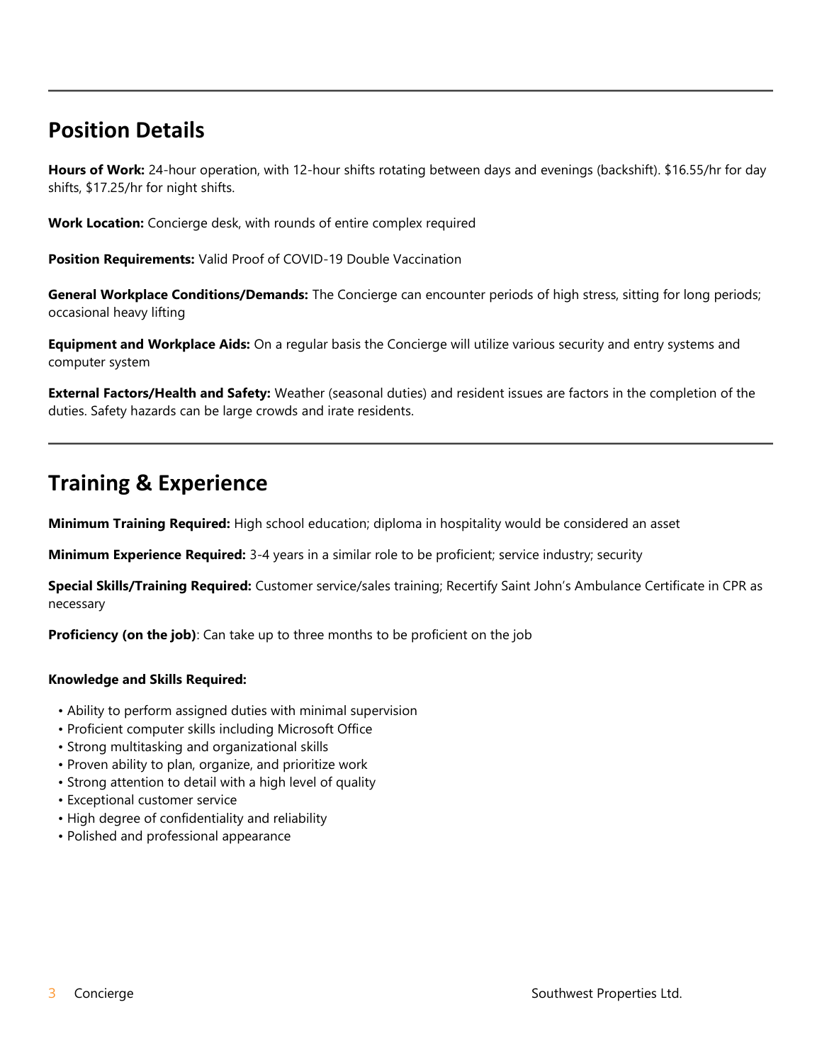## Position Details

**Hours of Work:** 24-hour operation, with 12-hour shifts rotating between days and evenings (backshift). $16.55/hr for day shifts, $17.25/hr for night shifts.

**Work Location:** Concierge desk, with rounds of entire complex required

**Position Requirements:** Valid Proof of COVID-19 Double Vaccination

**General Workplace Conditions/Demands:** The Concierge can encounter periods of high stress, sitting for long periods; occasional heavy lifting

**Equipment and Workplace Aids:** On a regular basis the Concierge will utilize various security and entry systems and computer system

**External Factors/Health and Safety:** Weather (seasonal duties) and resident issues are factors in the completion of the duties. Safety hazards can be large crowds and irate residents.

## Training & Experience

**Minimum Training Required:** High school education; diploma in hospitality would be considered an asset

**Minimum Experience Required:** 3-4 years in a similar role to be proficient; service industry; security

**Special Skills/Training Required:** Customer service/sales training; Recertify Saint John's Ambulance Certificate in CPR as necessary

**Proficiency (on the job)**: Can take up to three months to be proficient on the job

**Knowledge and Skills Required:**

- Ability to perform assigned duties with minimal supervision
- Proficient computer skills including Microsoft Office
- Strong multitasking and organizational skills
- Proven ability to plan, organize, and prioritize work
- Strong attention to detail with a high level of quality
- Exceptional customer service
- High degree of confidentiality and reliability
- Polished and professional appearance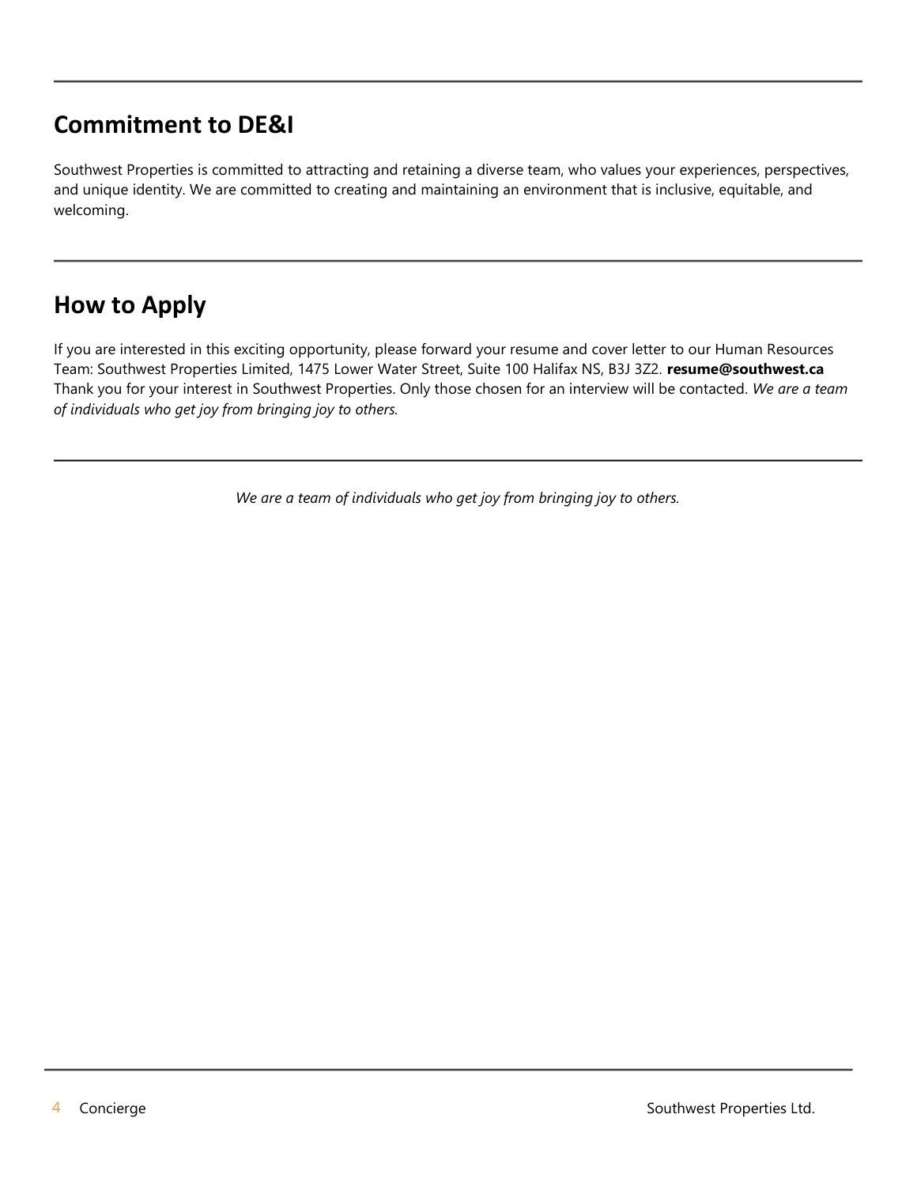## Commitment to DE&I

Southwest Properties is committed to attracting and retaining a diverse team, who values your experiences, perspectives, and unique identity. We are committed to creating and maintaining an environment that is inclusive, equitable, and welcoming.

## How to Apply

If you are interested in this exciting opportunity, please forward your resume and cover letter to our Human Resources Team: Southwest Properties Limited, 1475 Lower Water Street, Suite 100 Halifax NS, B3J 3Z2. **resume@southwest.ca** Thank you for your interest in Southwest Properties. Only those chosen for an interview will be contacted. *We are a team of individuals who get joy from bringing joy to others.*

---

*We are a team of individuals who get joy from bringing joy to others.*